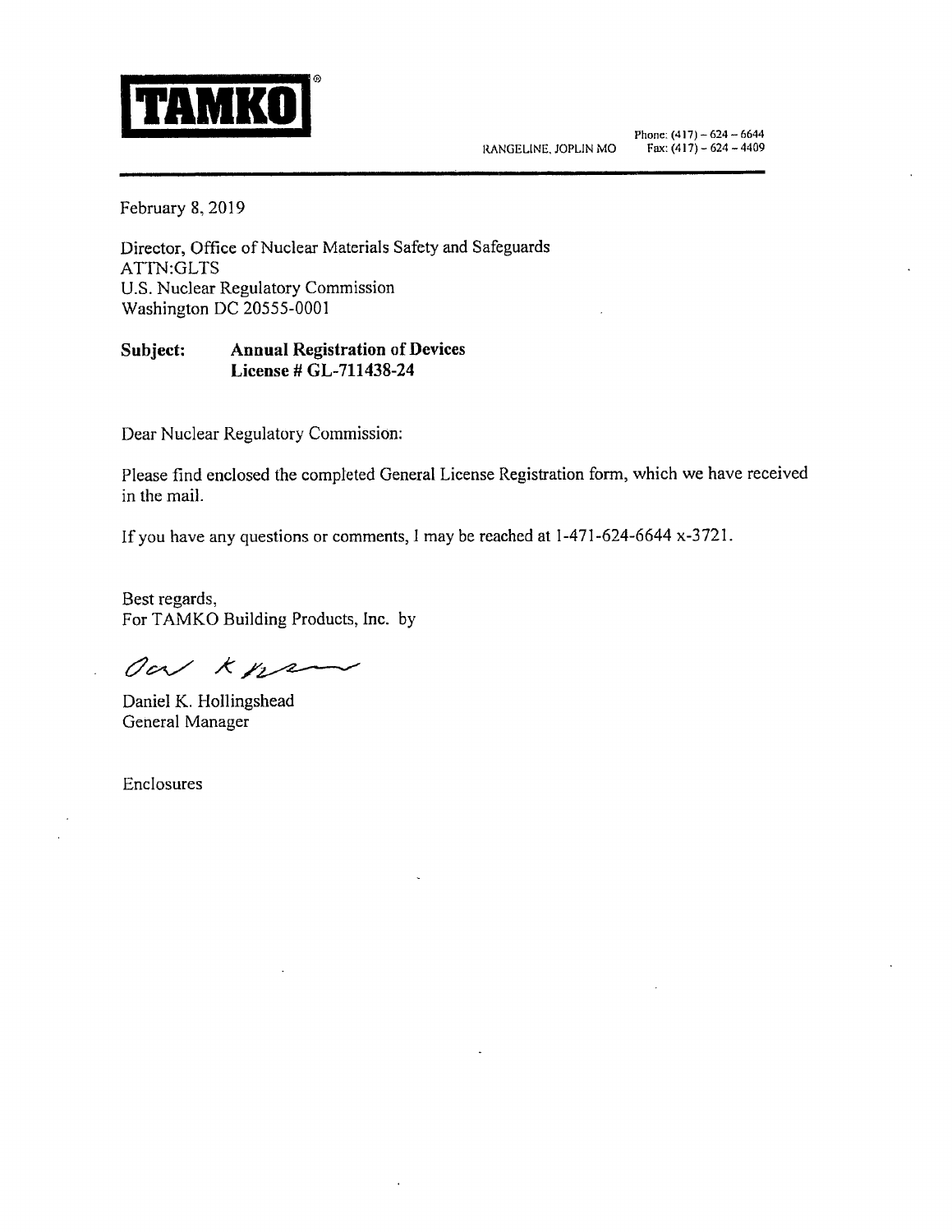**TAMKO**®

RANGELINE, JOPLIN MO

Phone: (417) – 624 – 6644
Fax: (417) – 624 – 4409

---

February 8, 2019

Director, Office of Nuclear Materials Safety and Safeguards
ATTN:GLTS
U.S. Nuclear Regulatory Commission
Washington DC 20555-0001

**Subject:** **Annual Registration of Devices**
**License # GL-711438-24**

Dear Nuclear Regulatory Commission:

Please find enclosed the completed General License Registration form, which we have received in the mail.

If you have any questions or comments, I may be reached at 1-471-624-6644 x-3721.

Best regards,
For TAMKO Building Products, Inc. by

Daniel K. Hollingshead
General Manager

Enclosures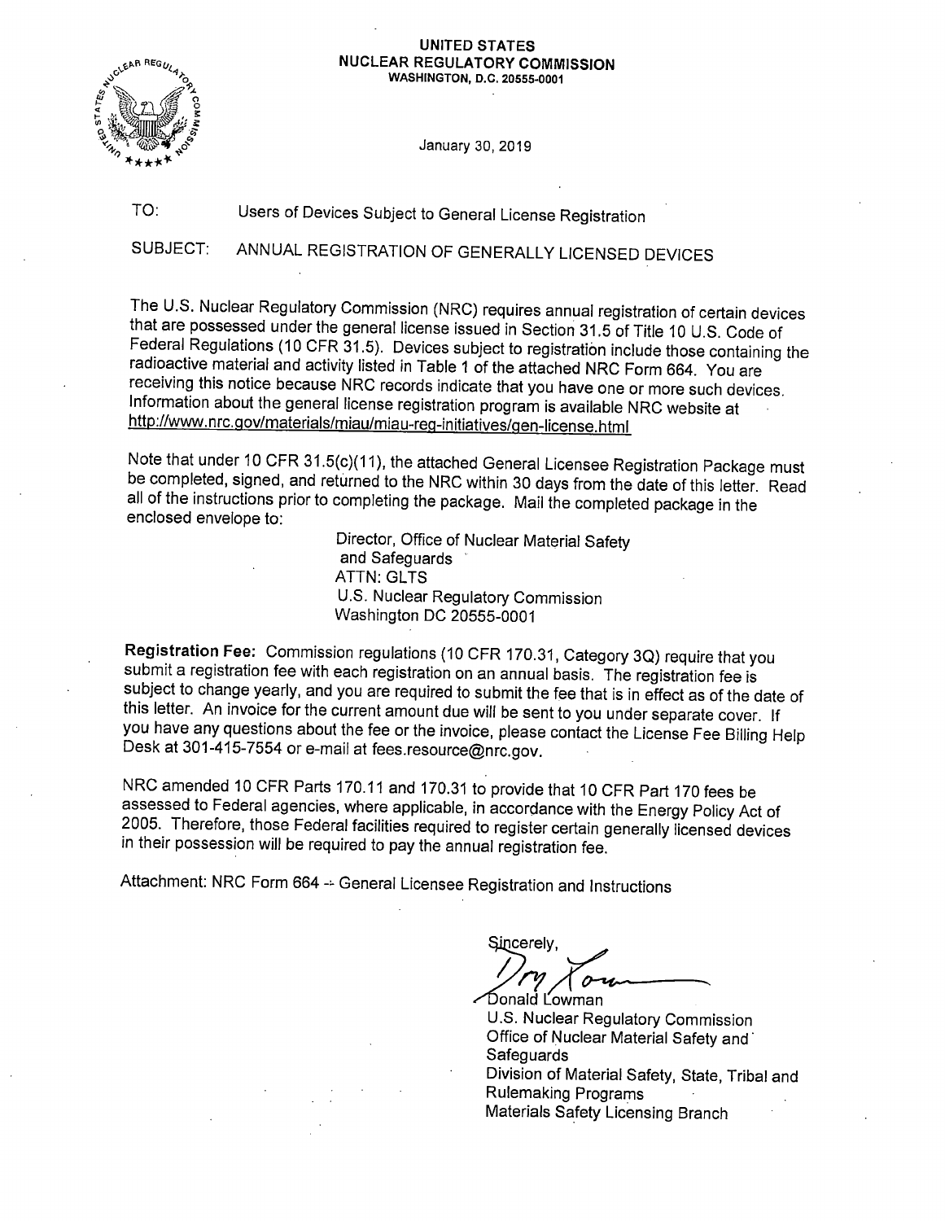**UNITED STATES**
**NUCLEAR REGULATORY COMMISSION**
**WASHINGTON, D.C. 20555-0001**

January 30, 2019

TO: Users of Devices Subject to General License Registration

SUBJECT: ANNUAL REGISTRATION OF GENERALLY LICENSED DEVICES

The U.S. Nuclear Regulatory Commission (NRC) requires annual registration of certain devices that are possessed under the general license issued in Section 31.5 of Title 10 U.S. Code of Federal Regulations (10 CFR 31.5). Devices subject to registration include those containing the radioactive material and activity listed in Table 1 of the attached NRC Form 664. You are receiving this notice because NRC records indicate that you have one or more such devices. Information about the general license registration program is available NRC website at http://www.nrc.gov/materials/miau/miau-reg-initiatives/gen-license.html

Note that under 10 CFR 31.5(c)(11), the attached General Licensee Registration Package must be completed, signed, and returned to the NRC within 30 days from the date of this letter. Read all of the instructions prior to completing the package. Mail the completed package in the enclosed envelope to:

Director, Office of Nuclear Material Safety
and Safeguards
ATTN: GLTS
U.S. Nuclear Regulatory Commission
Washington DC 20555-0001

**Registration Fee:** Commission regulations (10 CFR 170.31, Category 3Q) require that you submit a registration fee with each registration on an annual basis. The registration fee is subject to change yearly, and you are required to submit the fee that is in effect as of the date of this letter. An invoice for the current amount due will be sent to you under separate cover. If you have any questions about the fee or the invoice, please contact the License Fee Billing Help Desk at 301-415-7554 or e-mail at fees.resource@nrc.gov.

NRC amended 10 CFR Parts 170.11 and 170.31 to provide that 10 CFR Part 170 fees be assessed to Federal agencies, where applicable, in accordance with the Energy Policy Act of 2005. Therefore, those Federal facilities required to register certain generally licensed devices in their possession will be required to pay the annual registration fee.

Attachment: NRC Form 664 -- General Licensee Registration and Instructions

Sincerely,

Donald Lowman
U.S. Nuclear Regulatory Commission
Office of Nuclear Material Safety and Safeguards
Division of Material Safety, State, Tribal and Rulemaking Programs
Materials Safety Licensing Branch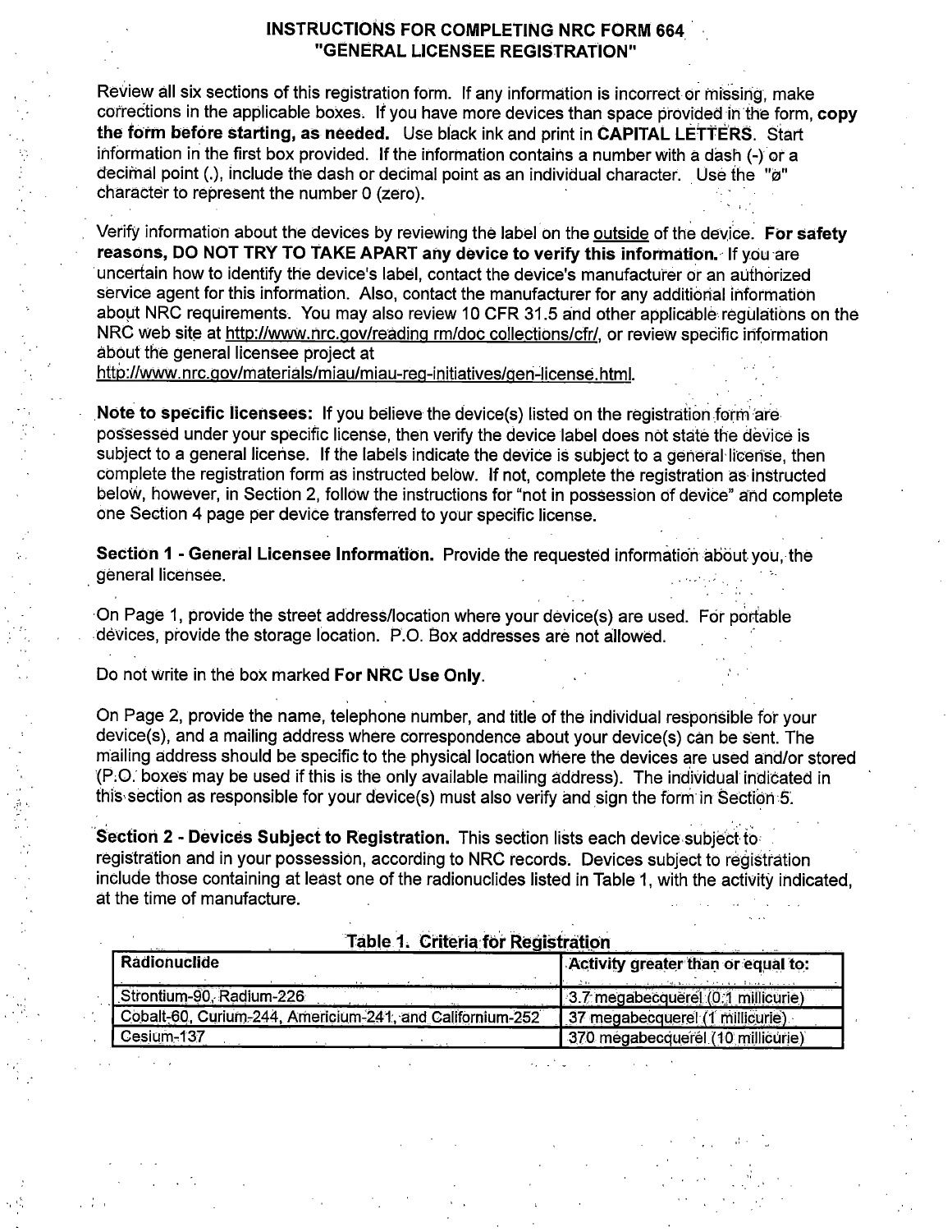# INSTRUCTIONS FOR COMPLETING NRC FORM 664 "GENERAL LICENSEE REGISTRATION"

Review all six sections of this registration form. If any information is incorrect or missing, make corrections in the applicable boxes. If you have more devices than space provided in the form, **copy the form before starting, as needed.** Use black ink and print in **CAPITAL LETTERS**. Start information in the first box provided. If the information contains a number with a dash (-) or a decimal point (.), include the dash or decimal point as an individual character. Use the "ø" character to represent the number 0 (zero).

Verify information about the devices by reviewing the label on the <u>outside</u> of the device. **For safety reasons, DO NOT TRY TO TAKE APART any device to verify this information.** If you are uncertain how to identify the device's label, contact the device's manufacturer or an authorized service agent for this information. Also, contact the manufacturer for any additional information about NRC requirements. You may also review 10 CFR 31.5 and other applicable regulations on the NRC web site at http://www.nrc.gov/reading rm/doc collections/cfr/, or review specific information about the general licensee project at http://www.nrc.gov/materials/miau/miau-reg-initiatives/gen-license.html.

**Note to specific licensees:** If you believe the device(s) listed on the registration form are possessed under your specific license, then verify the device label does not state the device is subject to a general license. If the labels indicate the device is subject to a general license, then complete the registration form as instructed below. If not, complete the registration as instructed below, however, in Section 2, follow the instructions for "not in possession of device" and complete one Section 4 page per device transferred to your specific license.

**Section 1 - General Licensee Information.** Provide the requested information about you, the general licensee.

On Page 1, provide the street address/location where your device(s) are used. For portable devices, provide the storage location. P.O. Box addresses are not allowed.

Do not write in the box marked **For NRC Use Only**.

On Page 2, provide the name, telephone number, and title of the individual responsible for your device(s), and a mailing address where correspondence about your device(s) can be sent. The mailing address should be specific to the physical location where the devices are used and/or stored (P.O. boxes may be used if this is the only available mailing address). The individual indicated in this section as responsible for your device(s) must also verify and sign the form in Section 5.

**Section 2 - Devices Subject to Registration.** This section lists each device subject to registration and in your possession, according to NRC records. Devices subject to registration include those containing at least one of the radionuclides listed in Table 1, with the activity indicated, at the time of manufacture.

**Table 1. Criteria for Registration**

| Radionuclide | Activity greater than or equal to: |
|---|---|
| Strontium-90, Radium-226 | 3.7 megabecquerel (0.1 millicurie) |
| Cobalt-60, Curium-244, Americium-241, and Californium-252 | 37 megabecquerel (1 millicurie) |
| Cesium-137 | 370 megabecquerel (10 millicurie) |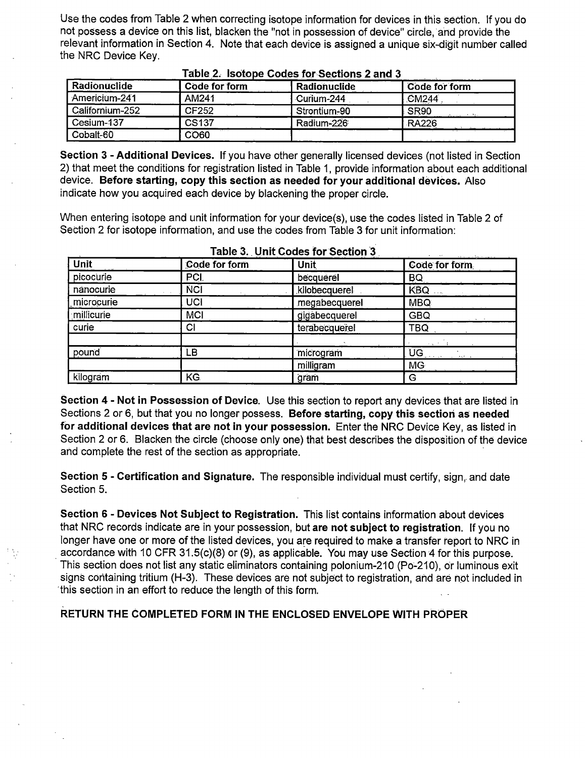Use the codes from Table 2 when correcting isotope information for devices in this section. If you do not possess a device on this list, blacken the "not in possession of device" circle, and provide the relevant information in Section 4. Note that each device is assigned a unique six-digit number called the NRC Device Key.

**Table 2. Isotope Codes for Sections 2 and 3**

| Radionuclide | Code for form | Radionuclide | Code for form |
|---|---|---|---|
| Americium-241 | AM241 | Curium-244 | CM244 |
| Californium-252 | CF252 | Strontium-90 | SR90 |
| Cesium-137 | CS137 | Radium-226 | RA226 |
| Cobalt-60 | CO60 | | |

**Section 3 - Additional Devices.** If you have other generally licensed devices (not listed in Section 2) that meet the conditions for registration listed in Table 1, provide information about each additional device. **Before starting, copy this section as needed for your additional devices.** Also indicate how you acquired each device by blackening the proper circle.

When entering isotope and unit information for your device(s), use the codes listed in Table 2 of Section 2 for isotope information, and use the codes from Table 3 for unit information:

**Table 3. Unit Codes for Section 3**

| Unit | Code for form | Unit | Code for form |
|---|---|---|---|
| picocurie | PCI | becquerel | BQ |
| nanocurie | NCI | kilobecquerel | KBQ |
| microcurie | UCI | megabecquerel | MBQ |
| millicurie | MCI | gigabecquerel | GBQ |
| curie | CI | terabecquerel | TBQ |
| | | | |
| pound | LB | microgram | UG |
| | | milligram | MG |
| kilogram | KG | gram | G |

**Section 4 - Not in Possession of Device.** Use this section to report any devices that are listed in Sections 2 or 6, but that you no longer possess. **Before starting, copy this section as needed for additional devices that are not in your possession.** Enter the NRC Device Key, as listed in Section 2 or 6. Blacken the circle (choose only one) that best describes the disposition of the device and complete the rest of the section as appropriate.

**Section 5 - Certification and Signature.** The responsible individual must certify, sign, and date Section 5.

**Section 6 - Devices Not Subject to Registration.** This list contains information about devices that NRC records indicate are in your possession, but **are not subject to registration**. If you no longer have one or more of the listed devices, you are required to make a transfer report to NRC in accordance with 10 CFR 31.5(c)(8) or (9), as applicable. You may use Section 4 for this purpose. This section does not list any static eliminators containing polonium-210 (Po-210), or luminous exit signs containing tritium (H-3). These devices are not subject to registration, and are not included in this section in an effort to reduce the length of this form.

**RETURN THE COMPLETED FORM IN THE ENCLOSED ENVELOPE WITH PROPER**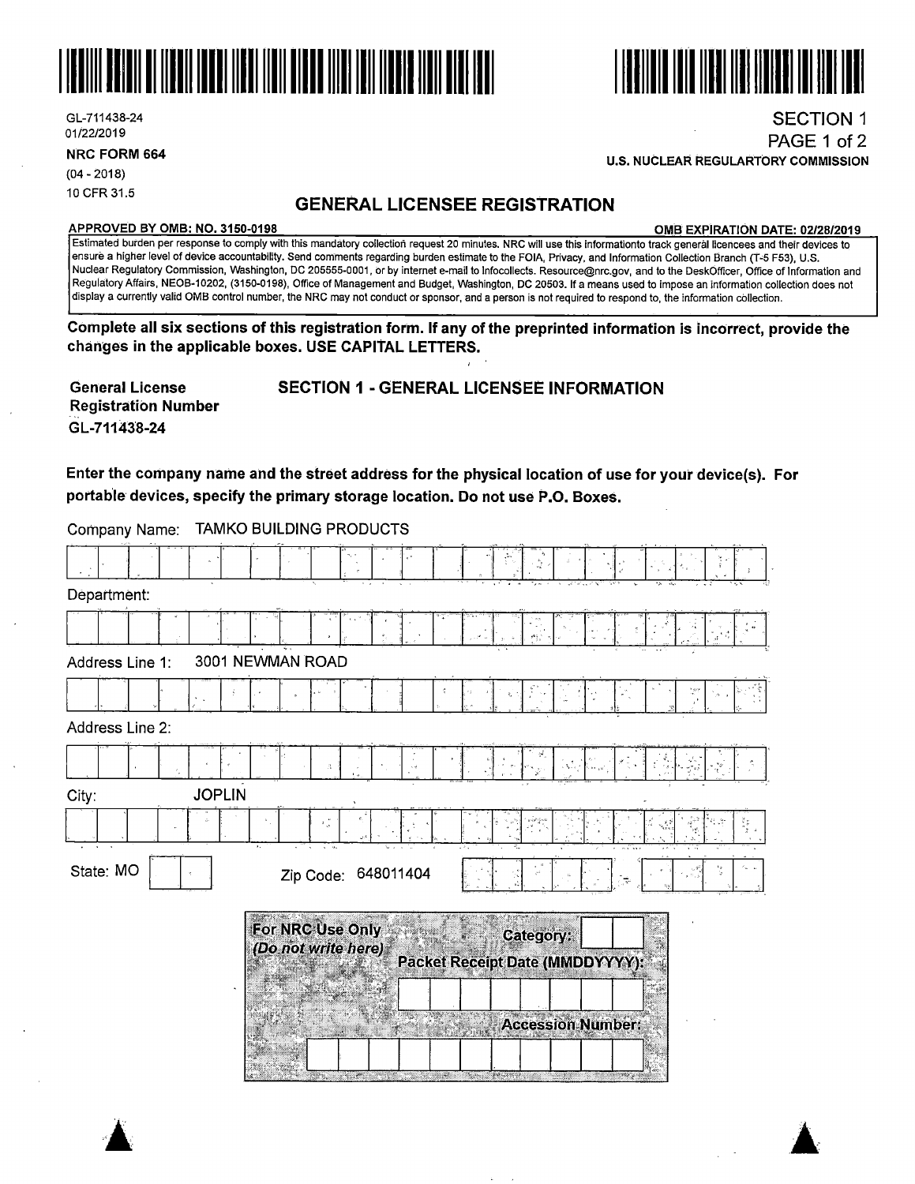GL-711438-24
01/22/2019

**NRC FORM 664**
(04 - 2018)
10 CFR 31.5

SECTION 1
PAGE 1 of 2

**U.S. NUCLEAR REGULARTORY COMMISSION**

# GENERAL LICENSEE REGISTRATION

**APPROVED BY OMB: NO. 3150-0198** **OMB EXPIRATION DATE: 02/28/2019**

Estimated burden per response to comply with this mandatory collection request 20 minutes. NRC will use this informationto track general licencees and their devices to ensure a higher level of device accountability. Send comments regarding burden estimate to the FOIA, Privacy, and Information Collection Branch (T-5 F53), U.S. Nuclear Regulatory Commission, Washington, DC 205555-0001, or by internet e-mail to Infocollects. Resource@nrc.gov, and to the DeskOfficer, Office of Information and Regulatory Affairs, NEOB-10202, (3150-0198), Office of Management and Budget, Washington, DC 20503. If a means used to impose an information collection does not display a currently valid OMB control number, the NRC may not conduct or sponsor, and a person is not required to respond to, the information collection.

**Complete all six sections of this registration form. If any of the preprinted information is incorrect, provide the changes in the applicable boxes. USE CAPITAL LETTERS.**

**General License Registration Number**
GL-711438-24

## SECTION 1 - GENERAL LICENSEE INFORMATION

**Enter the company name and the street address for the physical location of use for your device(s). For portable devices, specify the primary storage location. Do not use P.O. Boxes.**

Company Name: TAMKO BUILDING PRODUCTS

Department:

Address Line 1: 3001 NEWMAN ROAD

Address Line 2:

City: JOPLIN

State: MO

Zip Code: 648011404

**For NRC Use Only**
***(Do not write here)***

**Category:**

**Packet Receipt Date (MMDDYYYY):**

**Accession Number:**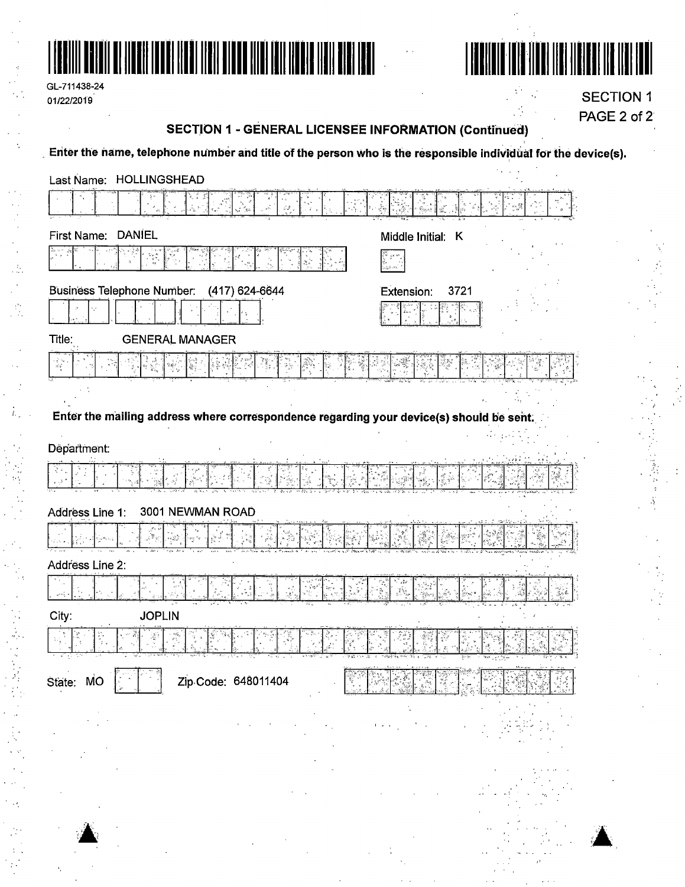GL-711438-24
01/22/2019

SECTION 1
PAGE 2 of 2

## SECTION 1 - GENERAL LICENSEE INFORMATION (Continued)

**Enter the name, telephone number and title of the person who is the responsible individual for the device(s).**

Last Name: HOLLINGSHEAD

First Name: DANIEL

Middle Initial: K

Business Telephone Number: (417) 624-6644

Extension: 3721

Title: GENERAL MANAGER

**Enter the mailing address where correspondence regarding your device(s) should be sent.**

Department:

Address Line 1: 3001 NEWMAN ROAD

Address Line 2:

City: JOPLIN

State: MO

Zip Code: 648011404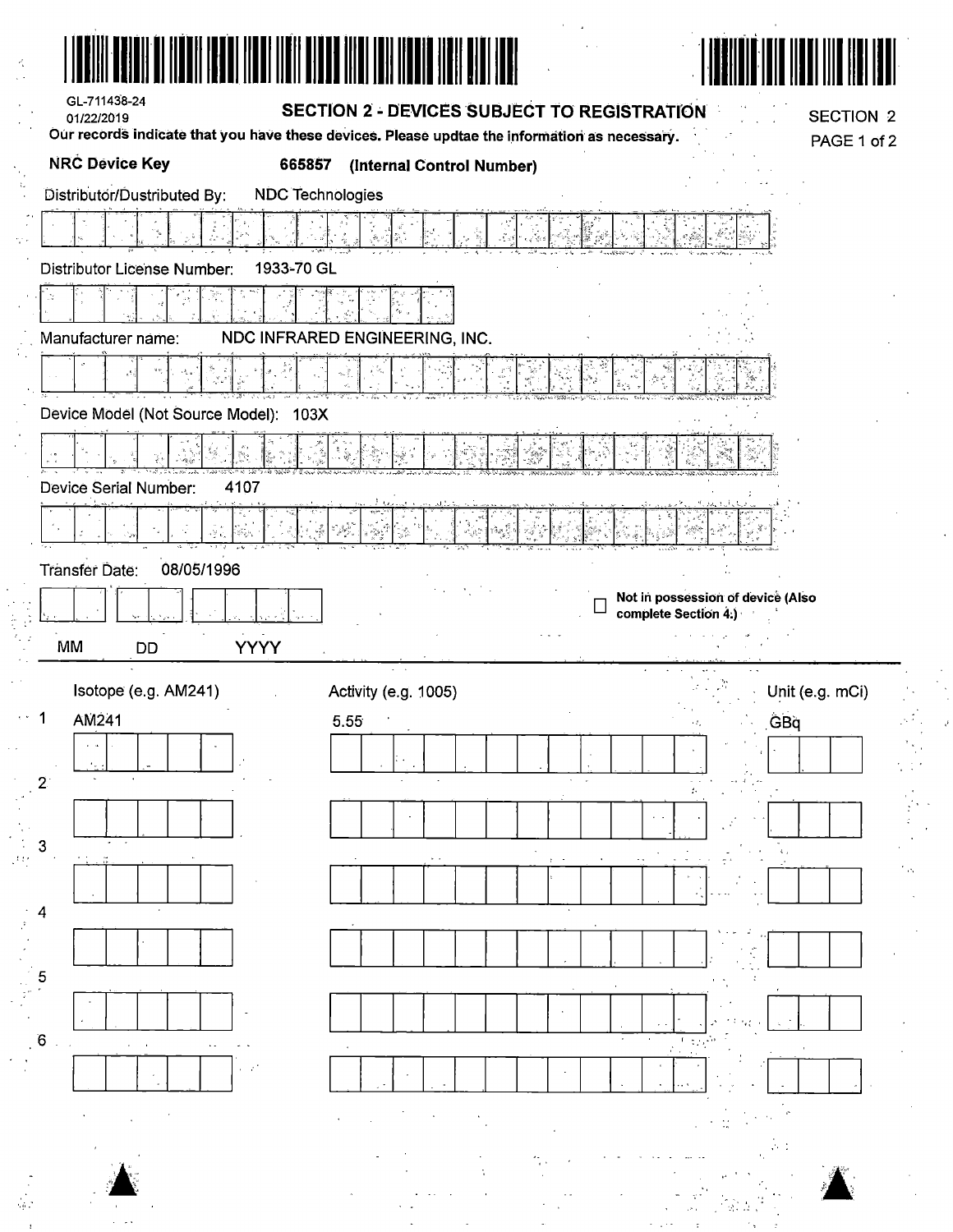GL-711438-24
01/22/2019

## SECTION 2 - DEVICES SUBJECT TO REGISTRATION

SECTION 2
PAGE 1 of 2

**Our records indicate that you have these devices. Please updtae the information as necessary.**

**NRC Device Key** **665857** **(Internal Control Number)**

Distributor/Dustributed By: NDC Technologies

Distributor License Number: 1933-70 GL

Manufacturer name: NDC INFRARED ENGINEERING, INC.

Device Model (Not Source Model): 103X

Device Serial Number: 4107

Transfer Date: 08/05/1996

MM DD YYYY

☐ **Not in possession of device (Also complete Section 4.)**

| | Isotope (e.g. AM241) | Activity (e.g. 1005) | Unit (e.g. mCi) |
|---|---|---|---|
| 1 | AM241 | 5.55 | GBq |
| 2 | | | |
| 3 | | | |
| 4 | | | |
| 5 | | | |
| 6 | | | |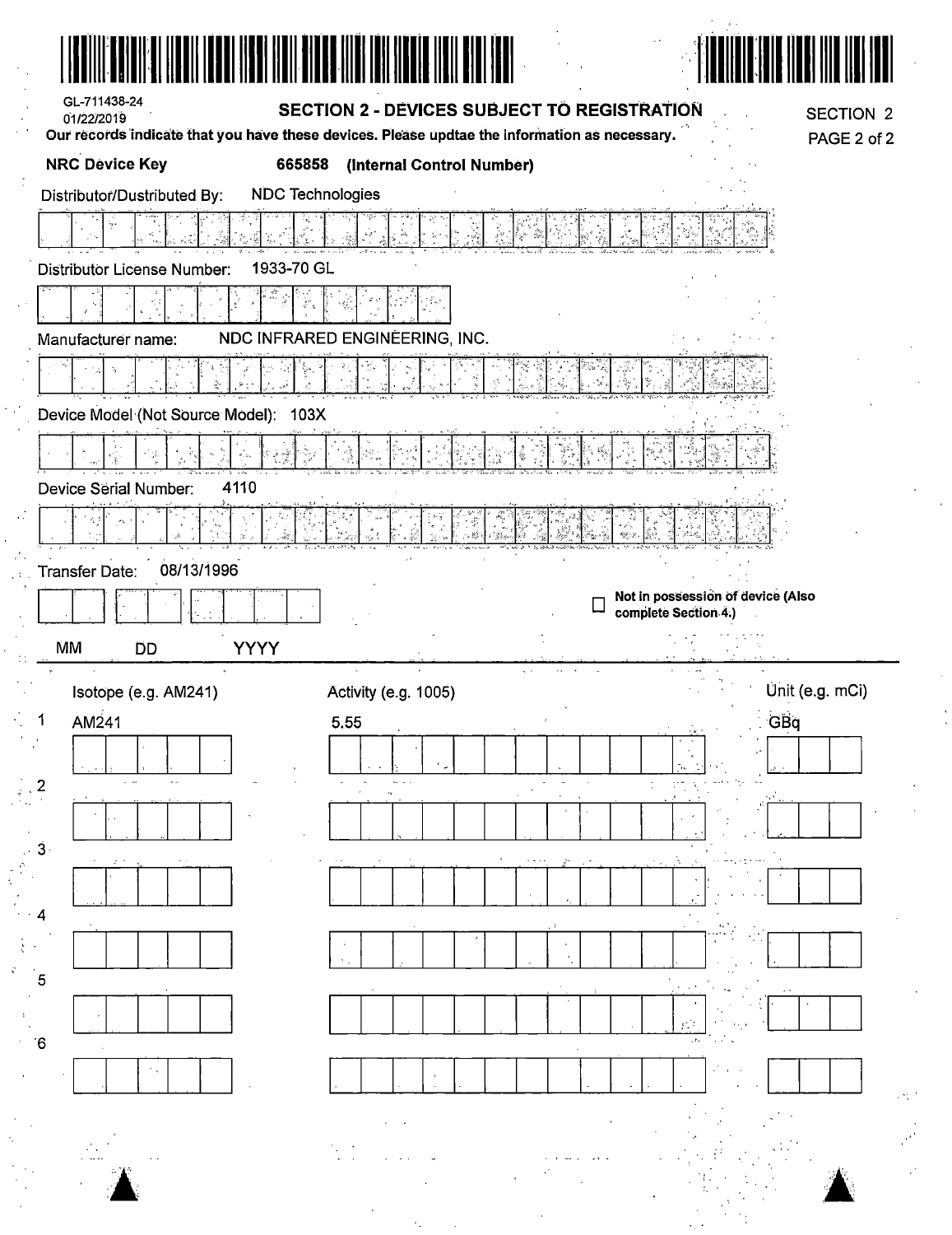GL-711438-24
01/22/2019

## SECTION 2 - DEVICES SUBJECT TO REGISTRATION

SECTION 2
PAGE 2 of 2

**Our records indicate that you have these devices. Please updtae the information as necessary.**

**NRC Device Key** **665858** **(Internal Control Number)**

Distributor/Dustributed By: NDC Technologies

Distributor License Number: 1933-70 GL

Manufacturer name: NDC INFRARED ENGINEERING, INC.

Device Model (Not Source Model): 103X

Device Serial Number: 4110

Transfer Date: 08/13/1996

MM DD YYYY

☐ **Not in possession of device (Also complete Section 4.)**

| | Isotope (e.g. AM241) | Activity (e.g. 1005) | Unit (e.g. mCi) |
|---|---|---|---|
| 1 | AM241 | 5.55 | GBq |
| 2 | | | |
| 3 | | | |
| 4 | | | |
| 5 | | | |
| 6 | | | |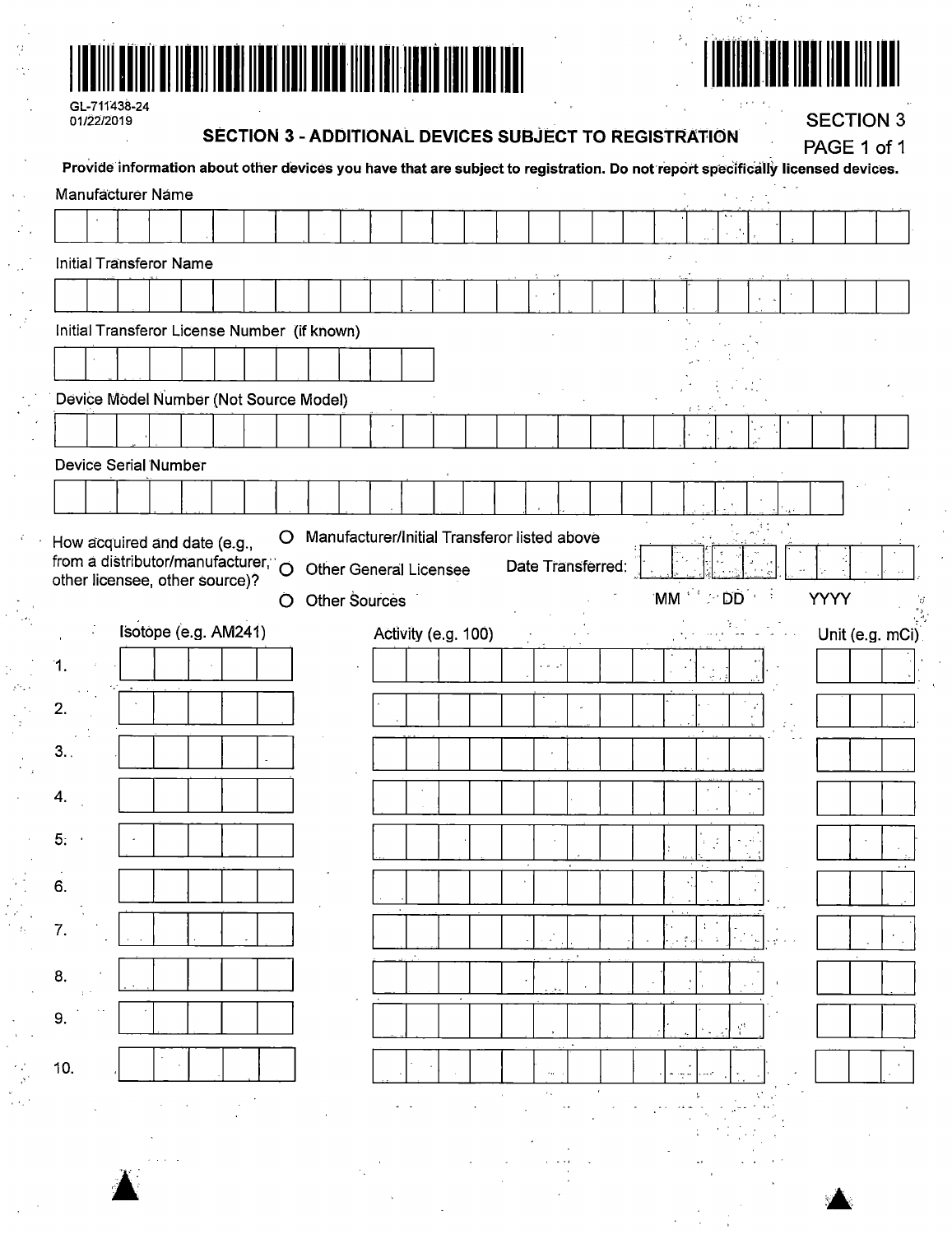GL-711438-24
01/22/2019

# SECTION 3 - ADDITIONAL DEVICES SUBJECT TO REGISTRATION

SECTION 3
PAGE 1 of 1

**Provide information about other devices you have that are subject to registration. Do not report specifically licensed devices.**

Manufacturer Name

Initial Transferor Name

Initial Transferor License Number (if known)

Device Model Number (Not Source Model)

Device Serial Number

How acquired and date (e.g., from a distributor/manufacturer, other licensee, other source)?

- ○ Manufacturer/Initial Transferor listed above
- ○ Other General Licensee
- ○ Other Sources

Date Transferred: MM DD YYYY

| | Isotope (e.g. AM241) | Activity (e.g. 100) | Unit (e.g. mCi) |
|---|---|---|---|
| 1. | | | |
| 2. | | | |
| 3. | | | |
| 4. | | | |
| 5. | | | |
| 6. | | | |
| 7. | | | |
| 8. | | | |
| 9. | | | |
| 10. | | | |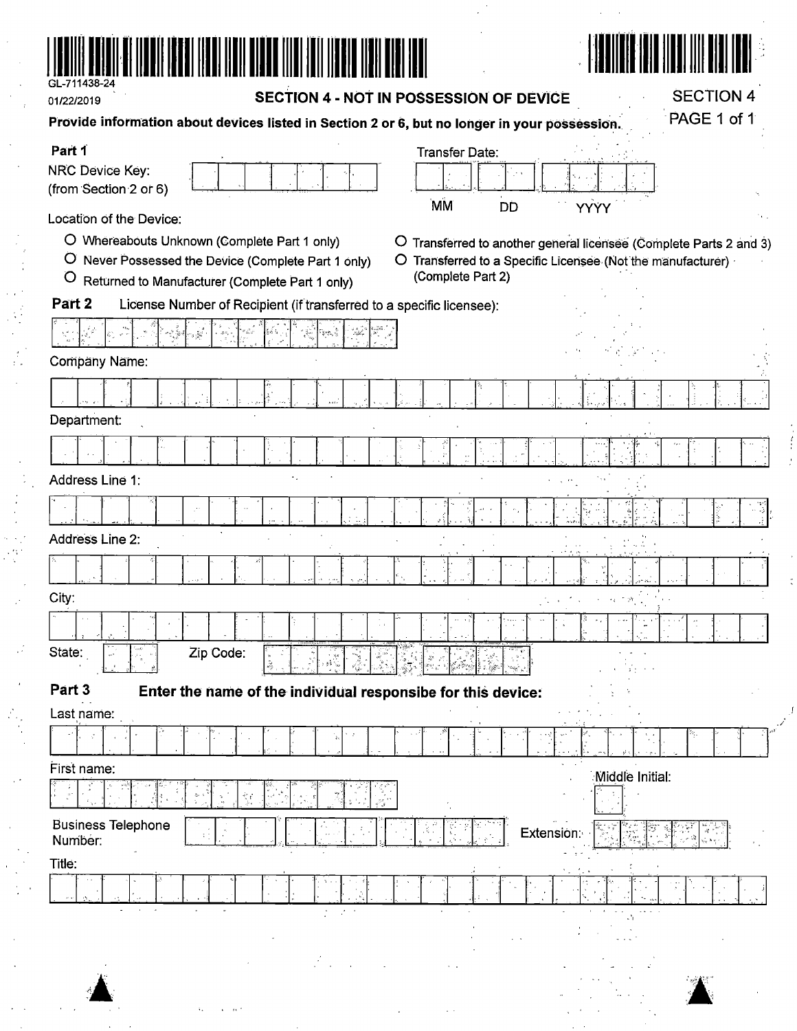GL-711438-24

01/22/2019

## SECTION 4 - NOT IN POSSESSION OF DEVICE

SECTION 4
PAGE 1 of 1

**Provide information about devices listed in Section 2 or 6, but no longer in your possession.**

### Part 1

NRC Device Key:
(from Section 2 or 6)

Transfer Date:

MM DD YYYY

Location of the Device:

- ○ Whereabouts Unknown (Complete Part 1 only)
- ○ Never Possessed the Device (Complete Part 1 only)
- ○ Returned to Manufacturer (Complete Part 1 only)
- ○ Transferred to another general licensee (Complete Parts 2 and 3)
- ○ Transferred to a Specific Licensee (Not the manufacturer) (Complete Part 2)

### Part 2

License Number of Recipient (if transferred to a specific licensee):

Company Name:

Department:

Address Line 1:

Address Line 2:

City:

State:

Zip Code:

### Part 3

**Enter the name of the individual responsibe for this device:**

Last name:

First name:

Middle Initial:

Business Telephone Number:

Extension:

Title: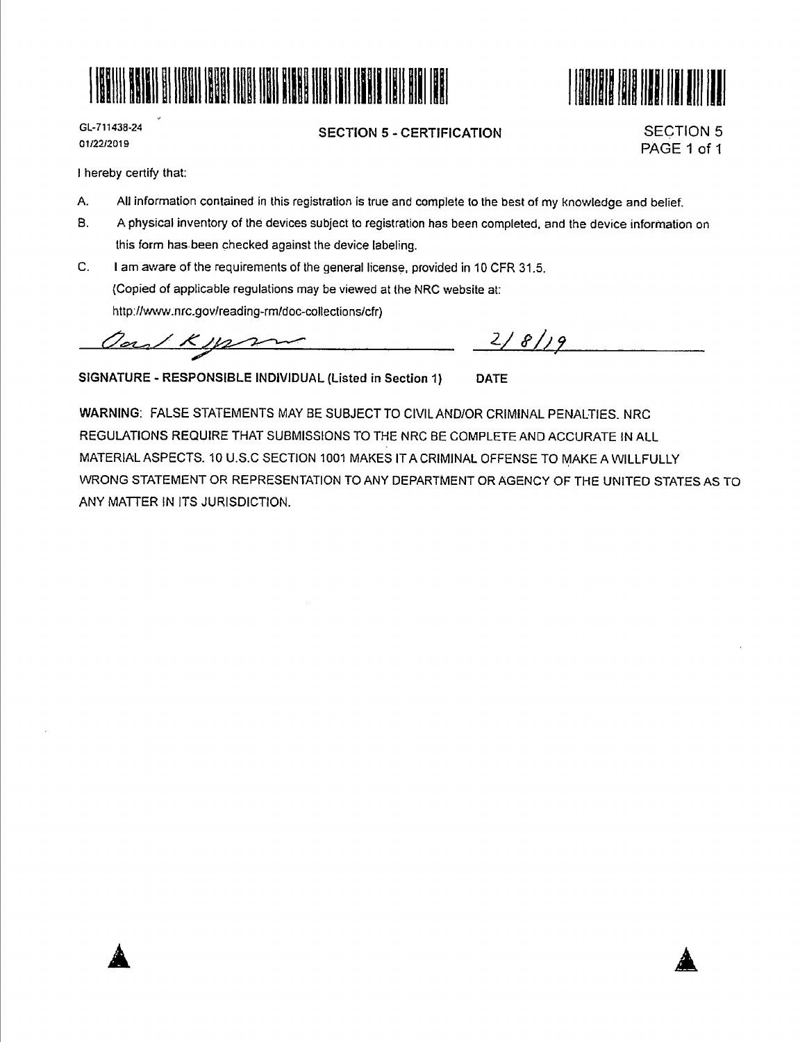GL-711438-24
01/22/2019

## SECTION 5 - CERTIFICATION

SECTION 5
PAGE 1 of 1

I hereby certify that:

A. All information contained in this registration is true and complete to the best of my knowledge and belief.

B. A physical inventory of the devices subject to registration has been completed, and the device information on this form has been checked against the device labeling.

C. I am aware of the requirements of the general license, provided in 10 CFR 31.5.
(Copied of applicable regulations may be viewed at the NRC website at:
http://www.nrc.gov/reading-rm/doc-collections/cfr)

Carl Kjaer 2/8/19

**SIGNATURE - RESPONSIBLE INDIVIDUAL (Listed in Section 1)** **DATE**

**WARNING**: FALSE STATEMENTS MAY BE SUBJECT TO CIVIL AND/OR CRIMINAL PENALTIES. NRC REGULATIONS REQUIRE THAT SUBMISSIONS TO THE NRC BE COMPLETE AND ACCURATE IN ALL MATERIAL ASPECTS. 10 U.S.C SECTION 1001 MAKES IT A CRIMINAL OFFENSE TO MAKE A WILLFULLY WRONG STATEMENT OR REPRESENTATION TO ANY DEPARTMENT OR AGENCY OF THE UNITED STATES AS TO ANY MATTER IN ITS JURISDICTION.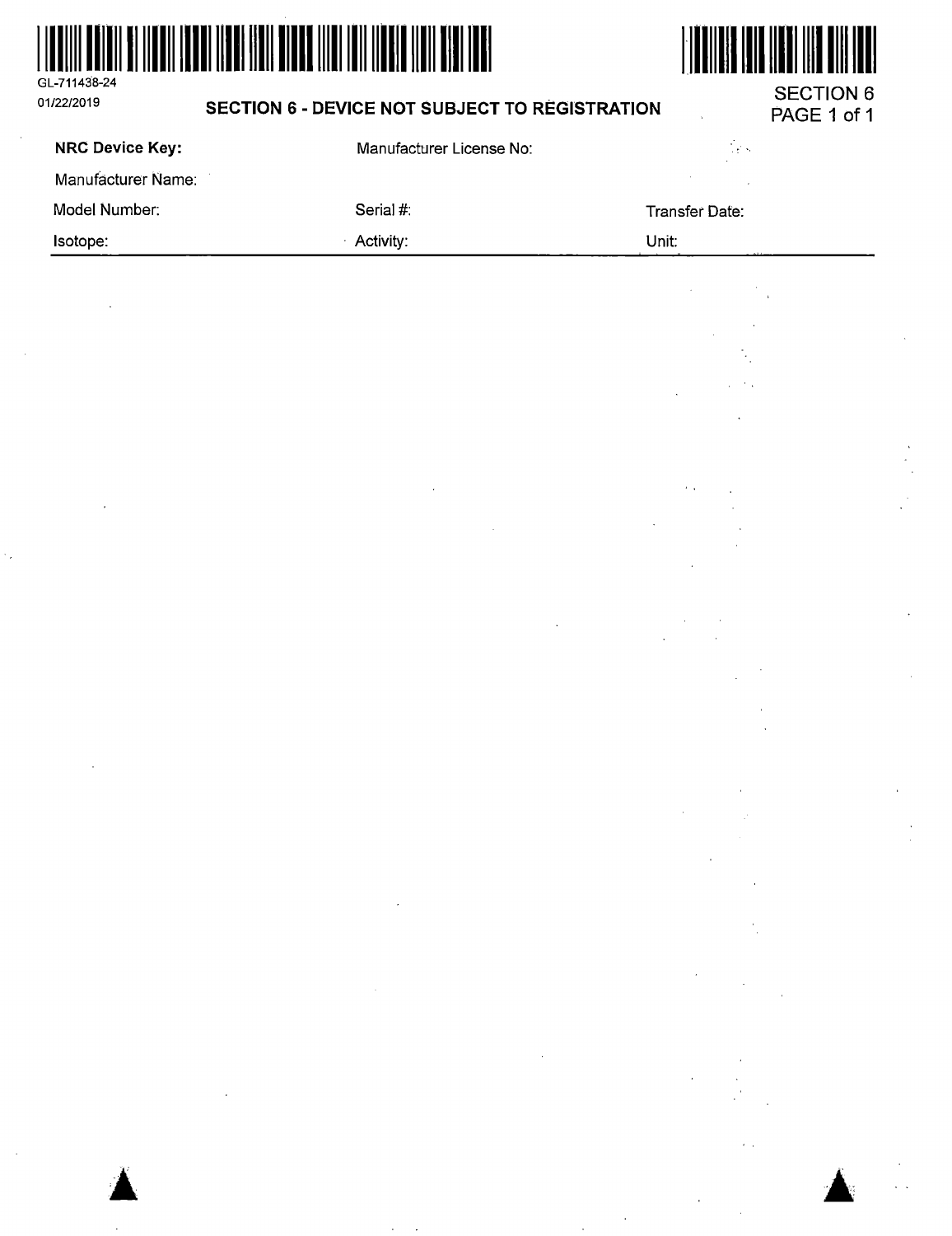GL-711438-24

01/22/2019

## SECTION 6 - DEVICE NOT SUBJECT TO REGISTRATION

SECTION 6

| | | |
|---|---|---|
| **NRC Device Key:** | Manufacturer License No: | |
| Manufacturer Name: | | |
| Model Number: | Serial #: | Transfer Date: |
| Isotope: | Activity: | Unit: |